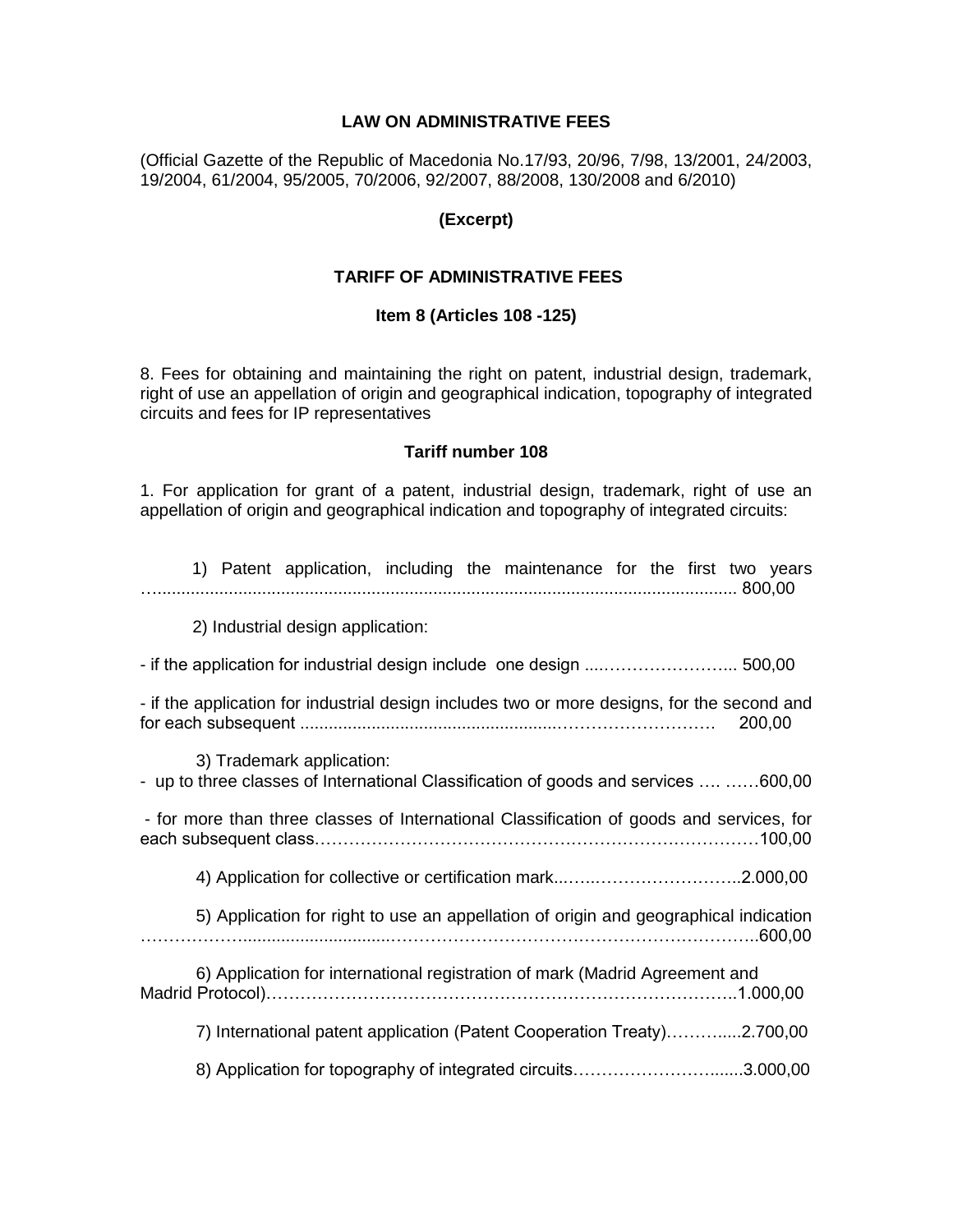# LAW ON ADMINISTRATIVE FEES

(Official Gazette of the Republic of Macedonia No.17/93, 20/96, 7/98, 13/2001, 24/2003, 19/2004, 61/2004, 95/2005, 70/2006, 92/2007, 88/2008, 130/2008 and 6/2010)

**(Excerpt)**

## TARIFF OF ADMINISTRATIVE FEES

### Item 8 (Articles 108 -125)

8. Fees for obtaining and maintaining the right on patent, industrial design, trademark, right of use an appellation of origin and geographical indication, topography of integrated circuits and fees for IP representatives

### Tariff number 108

1. For application for grant of a patent, industrial design, trademark, right of use an appellation of origin and geographical indication and topography of integrated circuits:

1) Patent application, including the maintenance for the first two years ………………………………………………………………………………………… 800,00

2) Industrial design application:

- if the application for industrial design include one design ....………………….... 500,00

- if the application for industrial design includes two or more designs, for the second and for each subsequent ……………………………………………………………… 200,00

3) Trademark application:

- up to three classes of International Classification of goods and services …. ……600,00

- for more than three classes of International Classification of goods and services, for each subsequent class……………………………………………………………………100,00

4) Application for collective or certification mark...…...……………………..2.000,00

5) Application for right to use an appellation of origin and geographical indication …………………………………………………………………………………………..600,00

6) Application for international registration of mark (Madrid Agreement and Madrid Protocol)……………………………………………………………………….1.000,00

7) International patent application (Patent Cooperation Treaty)………....2.700,00

8) Application for topography of integrated circuits…………………......3.000,00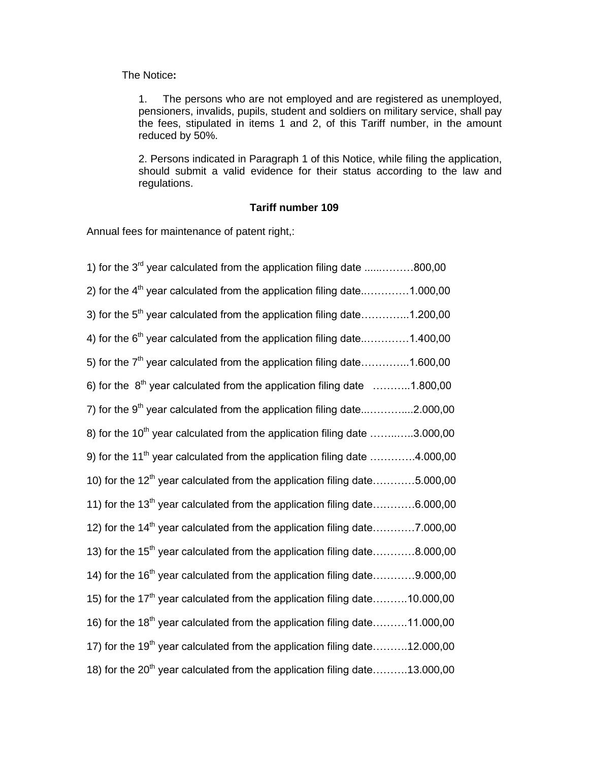The Notice**:**

1. The persons who are not employed and are registered as unemployed, pensioners, invalids, pupils, student and soldiers on military service, shall pay the fees, stipulated in items 1 and 2, of this Tariff number, in the amount reduced by 50%.

2. Persons indicated in Paragraph 1 of this Notice, while filing the application, should submit a valid evidence for their status according to the law and regulations.

**Tariff number 109**

Annual fees for maintenance of patent right,:

1) for the 3rd year calculated from the application filing date ......………800,00

2) for the 4th year calculated from the application filing date..…………1.000,00

3) for the 5th year calculated from the application filing date…………..1.200,00

4) for the 6th year calculated from the application filing date..…………1.400,00

5) for the 7th year calculated from the application filing date…………..1.600,00

6) for the 8th year calculated from the application filing date ………..1.800,00

7) for the 9th year calculated from the application filing date...………....2.000,00

8) for the 10th year calculated from the application filing date ……..…..3.000,00

9) for the 11th year calculated from the application filing date ………….4.000,00

10) for the 12th year calculated from the application filing date…………5.000,00

11) for the 13th year calculated from the application filing date…………6.000,00

12) for the 14th year calculated from the application filing date…………7.000,00

13) for the 15th year calculated from the application filing date…………8.000,00

14) for the 16th year calculated from the application filing date…………9.000,00

15) for the 17th year calculated from the application filing date……….10.000,00

16) for the 18th year calculated from the application filing date……….11.000,00

17) for the 19th year calculated from the application filing date……….12.000,00

18) for the 20th year calculated from the application filing date……….13.000,00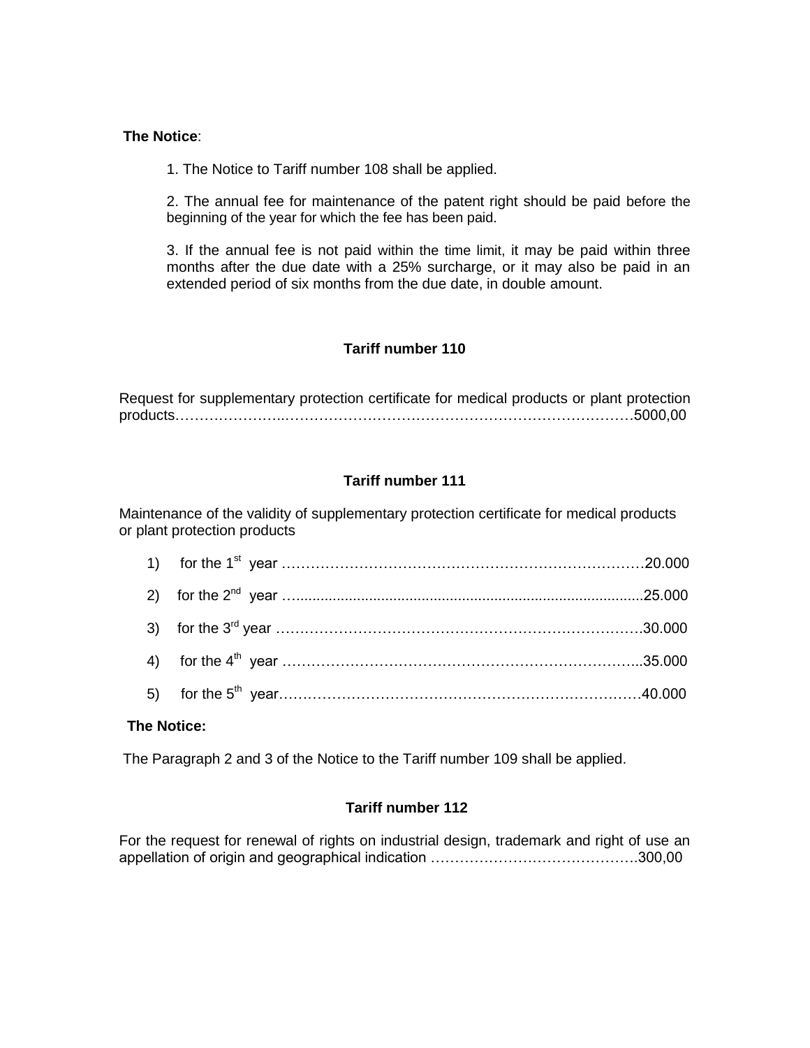**The Notice**:

1. The Notice to Tariff number 108 shall be applied.

2. The annual fee for maintenance of the patent right should be paid before the beginning of the year for which the fee has been paid.

3. If the annual fee is not paid within the time limit, it may be paid within three months after the due date with a 25% surcharge, or it may also be paid in an extended period of six months from the due date, in double amount.

### Tariff number 110

Request for supplementary protection certificate for medical products or plant protection products……………………………………………………………………………………5000,00

### Tariff number 111

Maintenance of the validity of supplementary protection certificate for medical products or plant protection products

1) for the 1st year ……………………………………………………………………20.000
2) for the 2nd year ….......................................................................................25.000
3) for the 3rd year ………………………………………………………………….30.000
4) for the 4th year …………………………………………………………………...35.000
5) for the 5th year……………………………………………………………………40.000

**The Notice:**

The Paragraph 2 and 3 of the Notice to the Tariff number 109 shall be applied.

### Tariff number 112

For the request for renewal of rights on industrial design, trademark and right of use an appellation of origin and geographical indication …………………………………….300,00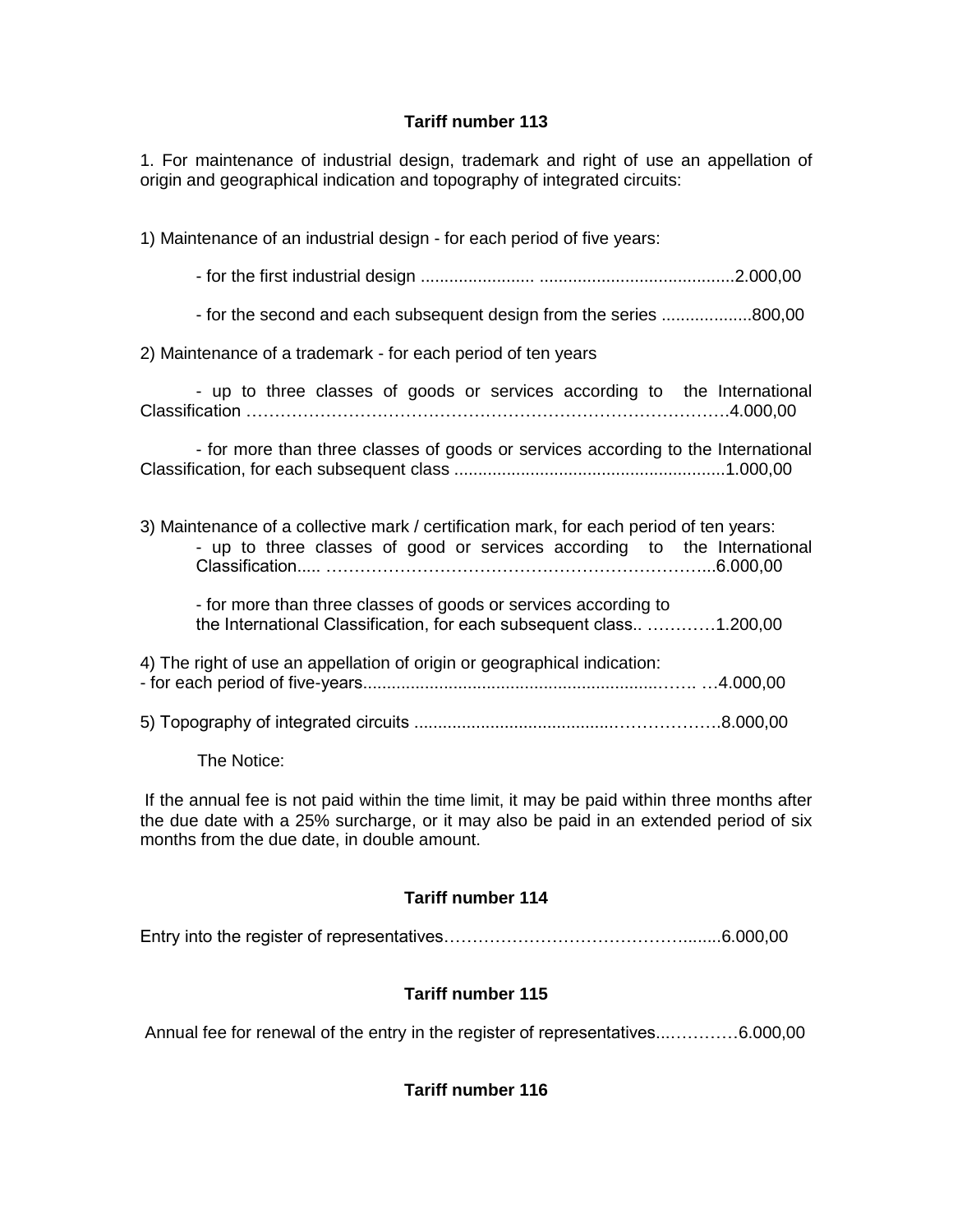### Tariff number 113

1. For maintenance of industrial design, trademark and right of use an appellation of origin and geographical indication and topography of integrated circuits:

1) Maintenance of an industrial design - for each period of five years:

- for the first industrial design ....................... .........................................2.000,00

- for the second and each subsequent design from the series ...................800,00

2) Maintenance of a trademark - for each period of ten years

- up to three classes of goods or services according to the International Classification …………………………………………………………………………4.000,00

- for more than three classes of goods or services according to the International Classification, for each subsequent class .........................................................1.000,00

3) Maintenance of a collective mark / certification mark, for each period of ten years:

- up to three classes of good or services according to the International Classification..... ……………………………………………………………...6.000,00

- for more than three classes of goods or services according to the International Classification, for each subsequent class.. …………1.200,00

4) The right of use an appellation of origin or geographical indication:
- for each period of five-years.....................................................................…… …4.000,00

5) Topography of integrated circuits ........................................………………..8.000,00

The Notice:

If the annual fee is not paid within the time limit, it may be paid within three months after the due date with a 25% surcharge, or it may also be paid in an extended period of six months from the due date, in double amount.

### Tariff number 114

Entry into the register of representatives…………………………………….........6.000,00

### Tariff number 115

Annual fee for renewal of the entry in the register of representatives...…………6.000,00

### Tariff number 116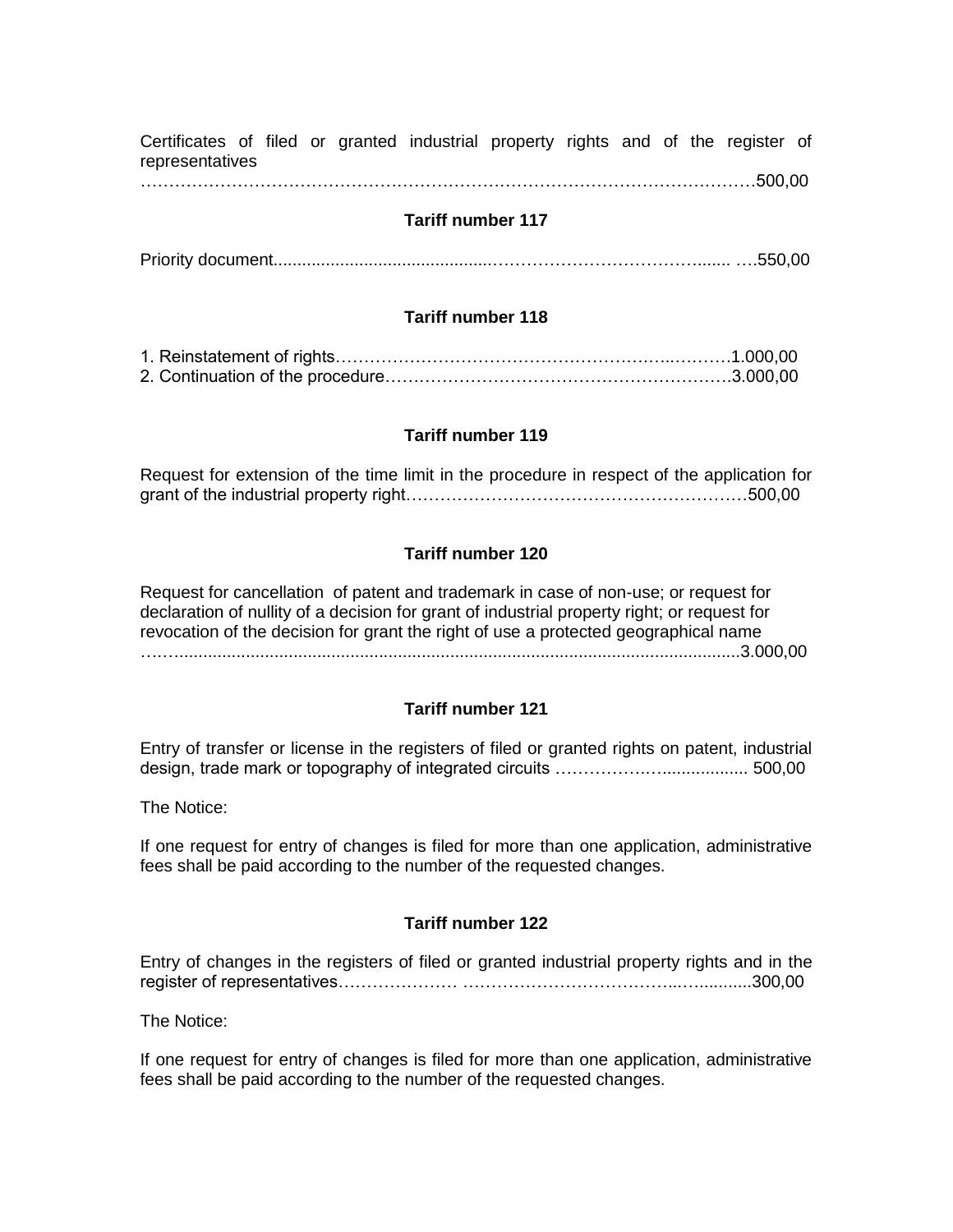Certificates of filed or granted industrial property rights and of the register of representatives ………………………………………………………………………………………………500,00

**Tariff number 117**

Priority document.............................................…………………………………....... ….550,00

**Tariff number 118**

1. Reinstatement of rights………………………………………………….…..……….1.000,00
2. Continuation of the procedure…….……………………………………………….3.000,00

**Tariff number 119**

Request for extension of the time limit in the procedure in respect of the application for grant of the industrial property right…………………………………………………500,00

**Tariff number 120**

Request for cancellation of patent and trademark in case of non-use; or request for declaration of nullity of a decision for grant of industrial property right; or request for revocation of the decision for grant the right of use a protected geographical name ……...................................................................................................................3.000,00

**Tariff number 121**

Entry of transfer or license in the registers of filed or granted rights on patent, industrial design, trade mark or topography of integrated circuits ………………….................. 500,00

The Notice:

If one request for entry of changes is filed for more than one application, administrative fees shall be paid according to the number of the requested changes.

**Tariff number 122**

Entry of changes in the registers of filed or granted industrial property rights and in the register of representatives………………… ………………………………...…...........300,00

The Notice:

If one request for entry of changes is filed for more than one application, administrative fees shall be paid according to the number of the requested changes.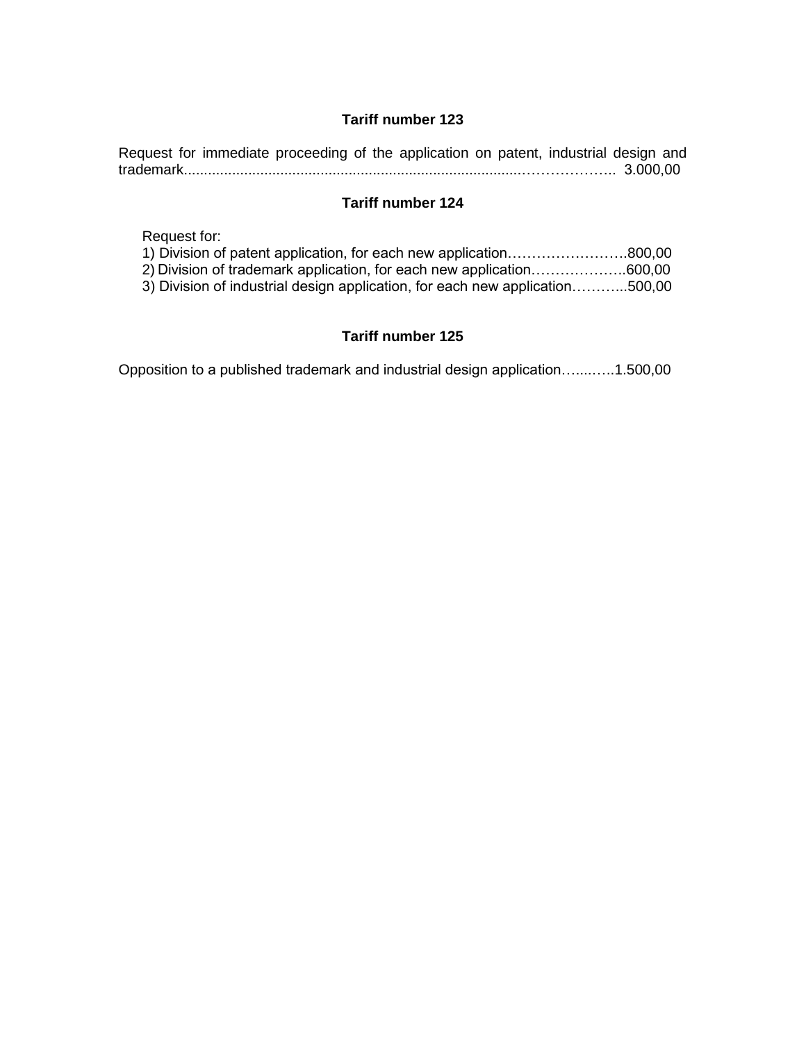**Tariff number 123**

Request for immediate proceeding of the application on patent, industrial design and trademark.............................................................................................………………. 3.000,00

**Tariff number 124**

Request for:

1) Division of patent application, for each new application…………………….800,00
2) Division of trademark application, for each new application………………..600,00
3) Division of industrial design application, for each new application………...500,00

**Tariff number 125**

Opposition to a published trademark and industrial design application…...…..1.500,00